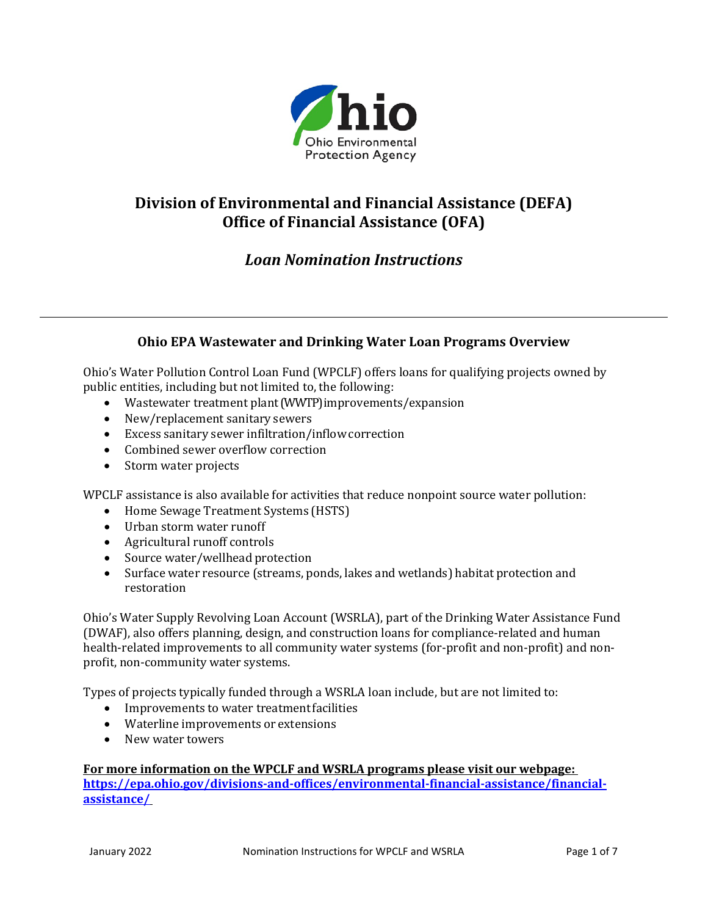# Division of Environmental and Financial Assistance (DEFA)
# Office of Financial Assistance (OFA)

## *Loan Nomination Instructions*

---

### Ohio EPA Wastewater and Drinking Water Loan Programs Overview

Ohio's Water Pollution Control Loan Fund (WPCLF) offers loans for qualifying projects owned by public entities, including but not limited to, the following:

- Wastewater treatment plant (WWTP) improvements/expansion
- New/replacement sanitary sewers
- Excess sanitary sewer infiltration/inflow correction
- Combined sewer overflow correction
- Storm water projects

WPCLF assistance is also available for activities that reduce nonpoint source water pollution:

- Home Sewage Treatment Systems (HSTS)
- Urban storm water runoff
- Agricultural runoff controls
- Source water/wellhead protection
- Surface water resource (streams, ponds, lakes and wetlands) habitat protection and restoration

Ohio's Water Supply Revolving Loan Account (WSRLA), part of the Drinking Water Assistance Fund (DWAF), also offers planning, design, and construction loans for compliance-related and human health-related improvements to all community water systems (for-profit and non-profit) and non-profit, non-community water systems.

Types of projects typically funded through a WSRLA loan include, but are not limited to:

- Improvements to water treatment facilities
- Waterline improvements or extensions
- New water towers

**For more information on the WPCLF and WSRLA programs please visit our webpage: https://epa.ohio.gov/divisions-and-offices/environmental-financial-assistance/financial-assistance/**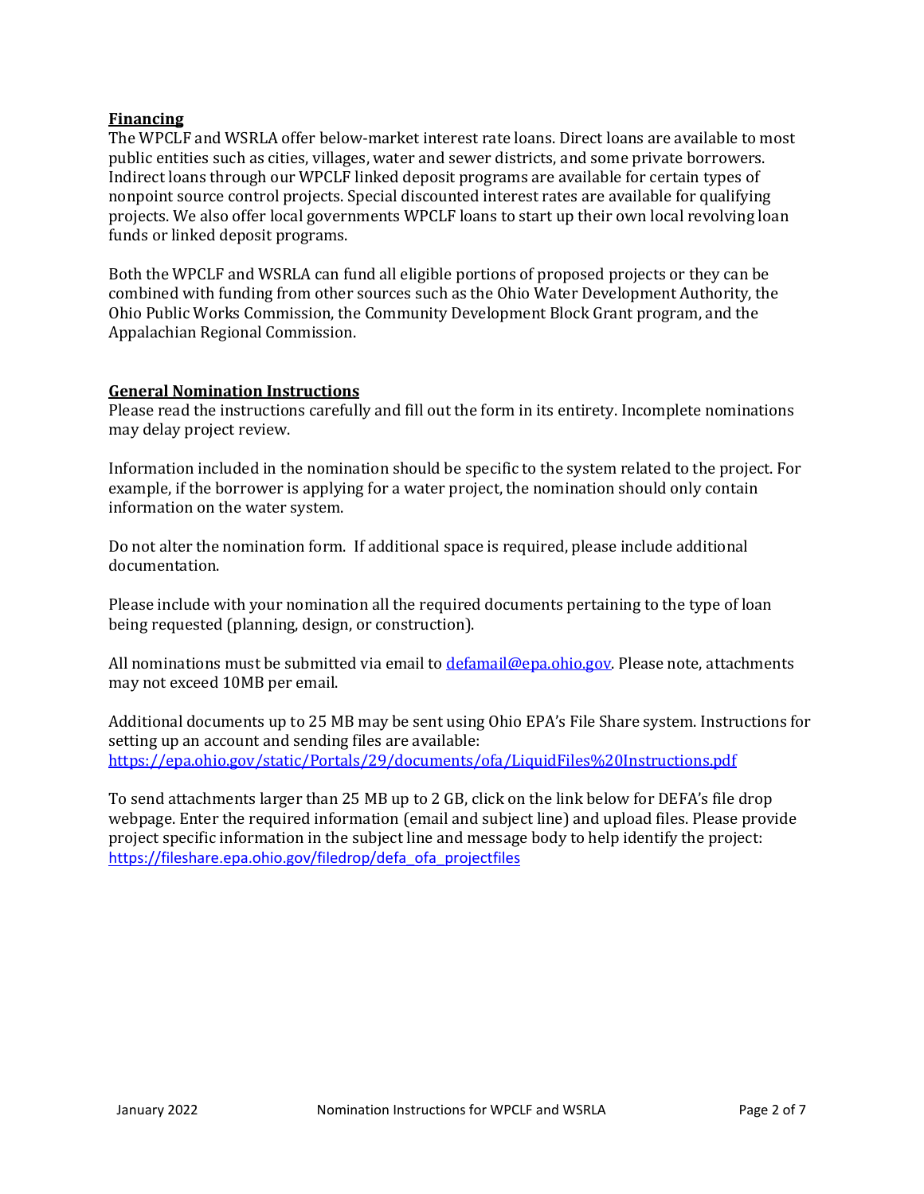## Financing

The WPCLF and WSRLA offer below-market interest rate loans. Direct loans are available to most public entities such as cities, villages, water and sewer districts, and some private borrowers. Indirect loans through our WPCLF linked deposit programs are available for certain types of nonpoint source control projects. Special discounted interest rates are available for qualifying projects. We also offer local governments WPCLF loans to start up their own local revolving loan funds or linked deposit programs.

Both the WPCLF and WSRLA can fund all eligible portions of proposed projects or they can be combined with funding from other sources such as the Ohio Water Development Authority, the Ohio Public Works Commission, the Community Development Block Grant program, and the Appalachian Regional Commission.

## General Nomination Instructions

Please read the instructions carefully and fill out the form in its entirety. Incomplete nominations may delay project review.

Information included in the nomination should be specific to the system related to the project. For example, if the borrower is applying for a water project, the nomination should only contain information on the water system.

Do not alter the nomination form. If additional space is required, please include additional documentation.

Please include with your nomination all the required documents pertaining to the type of loan being requested (planning, design, or construction).

All nominations must be submitted via email to [defamail@epa.ohio.gov](mailto:defamail@epa.ohio.gov). Please note, attachments may not exceed 10MB per email.

Additional documents up to 25 MB may be sent using Ohio EPA's File Share system. Instructions for setting up an account and sending files are available:
https://epa.ohio.gov/static/Portals/29/documents/ofa/LiquidFiles%20Instructions.pdf

To send attachments larger than 25 MB up to 2 GB, click on the link below for DEFA's file drop webpage. Enter the required information (email and subject line) and upload files. Please provide project specific information in the subject line and message body to help identify the project:
https://fileshare.epa.ohio.gov/filedrop/defa_ofa_projectfiles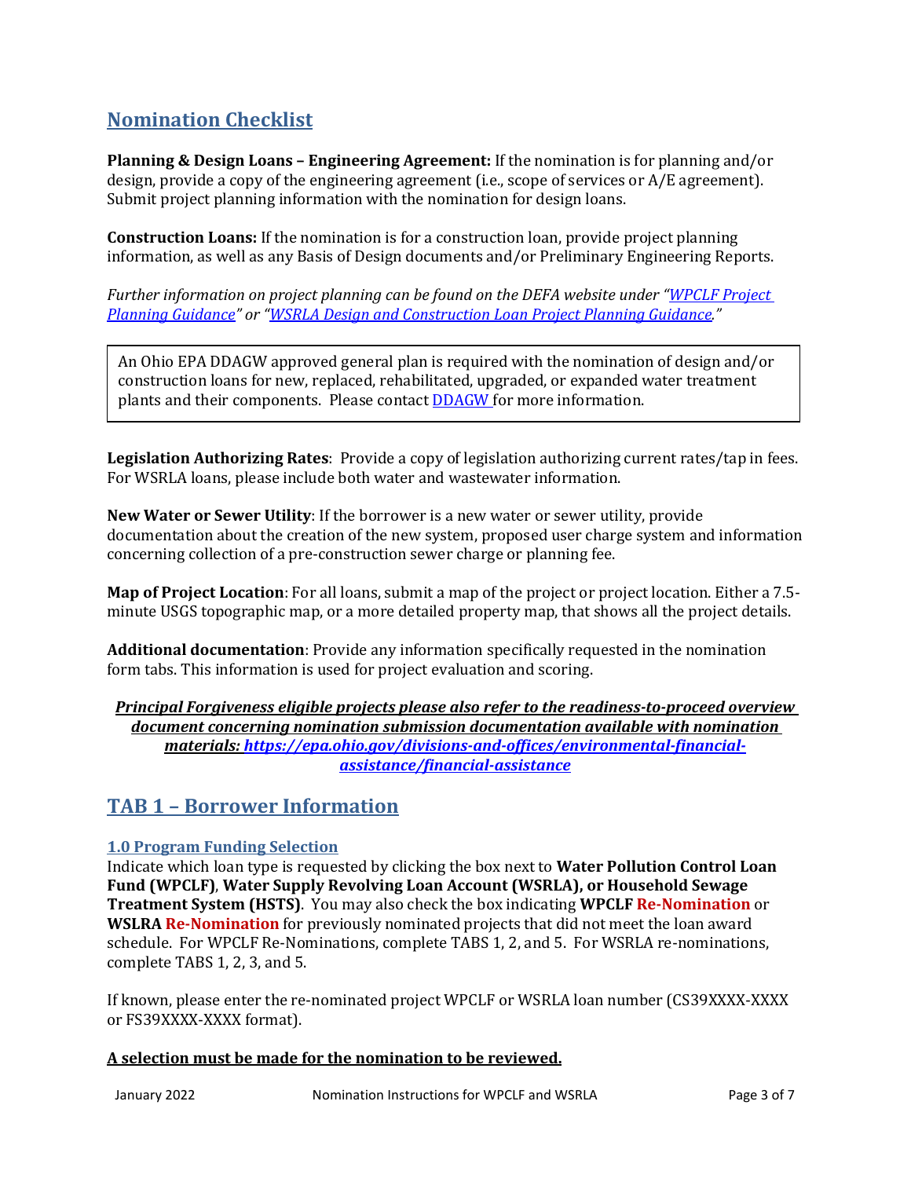## Nomination Checklist

**Planning & Design Loans – Engineering Agreement:** If the nomination is for planning and/or design, provide a copy of the engineering agreement (i.e., scope of services or A/E agreement). Submit project planning information with the nomination for design loans.

**Construction Loans:** If the nomination is for a construction loan, provide project planning information, as well as any Basis of Design documents and/or Preliminary Engineering Reports.

*Further information on project planning can be found on the DEFA website under "WPCLF Project Planning Guidance" or "WSRLA Design and Construction Loan Project Planning Guidance."*

> An Ohio EPA DDAGW approved general plan is required with the nomination of design and/or construction loans for new, replaced, rehabilitated, upgraded, or expanded water treatment plants and their components. Please contact DDAGW for more information.

**Legislation Authorizing Rates**: Provide a copy of legislation authorizing current rates/tap in fees. For WSRLA loans, please include both water and wastewater information.

**New Water or Sewer Utility**: If the borrower is a new water or sewer utility, provide documentation about the creation of the new system, proposed user charge system and information concerning collection of a pre-construction sewer charge or planning fee.

**Map of Project Location**: For all loans, submit a map of the project or project location. Either a 7.5-minute USGS topographic map, or a more detailed property map, that shows all the project details.

**Additional documentation**: Provide any information specifically requested in the nomination form tabs. This information is used for project evaluation and scoring.

***Principal Forgiveness eligible projects please also refer to the readiness-to-proceed overview document concerning nomination submission documentation available with nomination materials: https://epa.ohio.gov/divisions-and-offices/environmental-financial-assistance/financial-assistance***

## TAB 1 – Borrower Information

### 1.0 Program Funding Selection

Indicate which loan type is requested by clicking the box next to **Water Pollution Control Loan Fund (WPCLF)**, **Water Supply Revolving Loan Account (WSRLA), or Household Sewage Treatment System (HSTS)**. You may also check the box indicating **WPCLF Re-Nomination** or **WSLRA Re-Nomination** for previously nominated projects that did not meet the loan award schedule. For WPCLF Re-Nominations, complete TABS 1, 2, and 5. For WSRLA re-nominations, complete TABS 1, 2, 3, and 5.

If known, please enter the re-nominated project WPCLF or WSRLA loan number (CS39XXXX-XXXX or FS39XXXX-XXXX format).

**A selection must be made for the nomination to be reviewed.**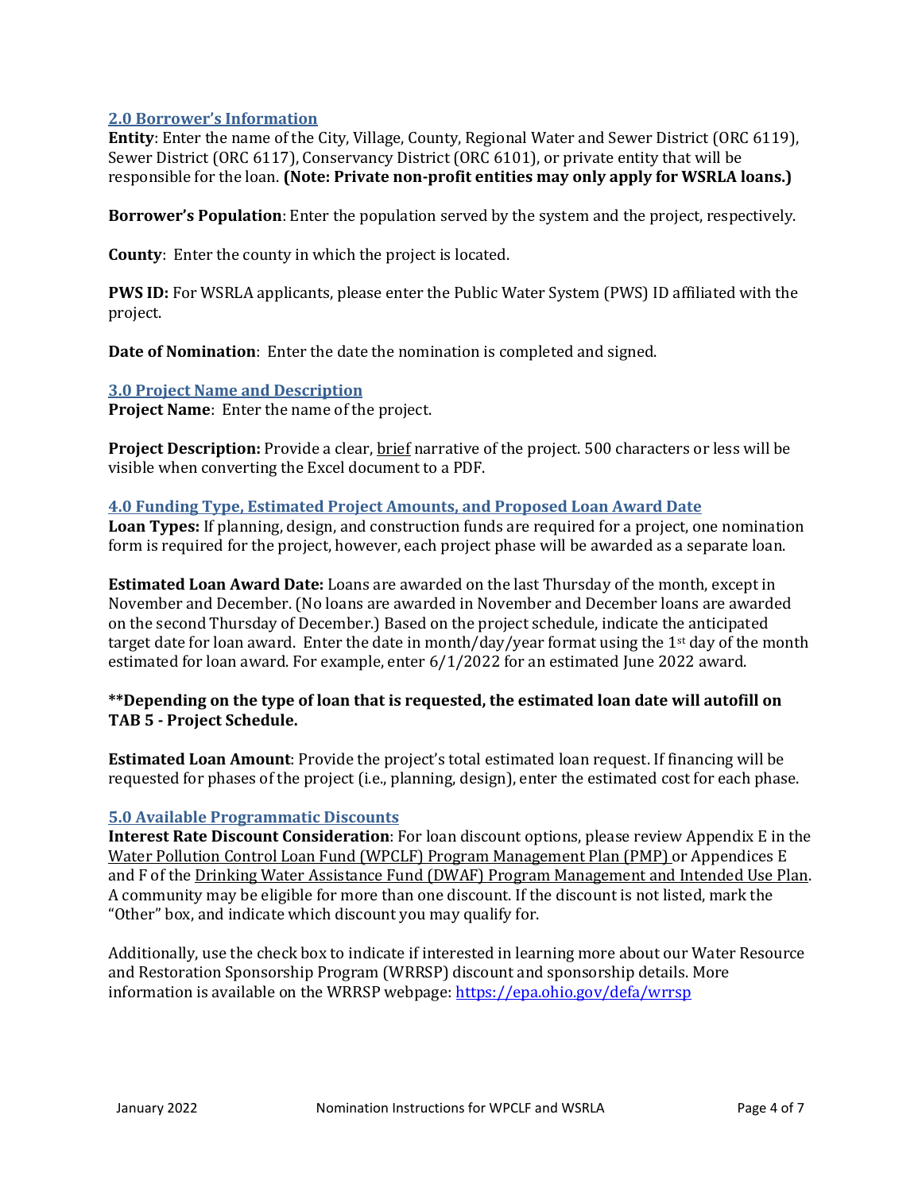## 2.0 Borrower's Information

**Entity**: Enter the name of the City, Village, County, Regional Water and Sewer District (ORC 6119), Sewer District (ORC 6117), Conservancy District (ORC 6101), or private entity that will be responsible for the loan. **(Note: Private non-profit entities may only apply for WSRLA loans.)**

**Borrower's Population**: Enter the population served by the system and the project, respectively.

**County**: Enter the county in which the project is located.

**PWS ID:** For WSRLA applicants, please enter the Public Water System (PWS) ID affiliated with the project.

**Date of Nomination**: Enter the date the nomination is completed and signed.

## 3.0 Project Name and Description

**Project Name**: Enter the name of the project.

**Project Description:** Provide a clear, brief narrative of the project. 500 characters or less will be visible when converting the Excel document to a PDF.

## 4.0 Funding Type, Estimated Project Amounts, and Proposed Loan Award Date

**Loan Types:** If planning, design, and construction funds are required for a project, one nomination form is required for the project, however, each project phase will be awarded as a separate loan.

**Estimated Loan Award Date:** Loans are awarded on the last Thursday of the month, except in November and December. (No loans are awarded in November and December loans are awarded on the second Thursday of December.) Based on the project schedule, indicate the anticipated target date for loan award. Enter the date in month/day/year format using the 1st day of the month estimated for loan award. For example, enter 6/1/2022 for an estimated June 2022 award.

**\*\*Depending on the type of loan that is requested, the estimated loan date will autofill on TAB 5 - Project Schedule.**

**Estimated Loan Amount**: Provide the project's total estimated loan request. If financing will be requested for phases of the project (i.e., planning, design), enter the estimated cost for each phase.

## 5.0 Available Programmatic Discounts

**Interest Rate Discount Consideration**: For loan discount options, please review Appendix E in the Water Pollution Control Loan Fund (WPCLF) Program Management Plan (PMP) or Appendices E and F of the Drinking Water Assistance Fund (DWAF) Program Management and Intended Use Plan. A community may be eligible for more than one discount. If the discount is not listed, mark the "Other" box, and indicate which discount you may qualify for.

Additionally, use the check box to indicate if interested in learning more about our Water Resource and Restoration Sponsorship Program (WRRSP) discount and sponsorship details. More information is available on the WRRSP webpage: https://epa.ohio.gov/defa/wrrsp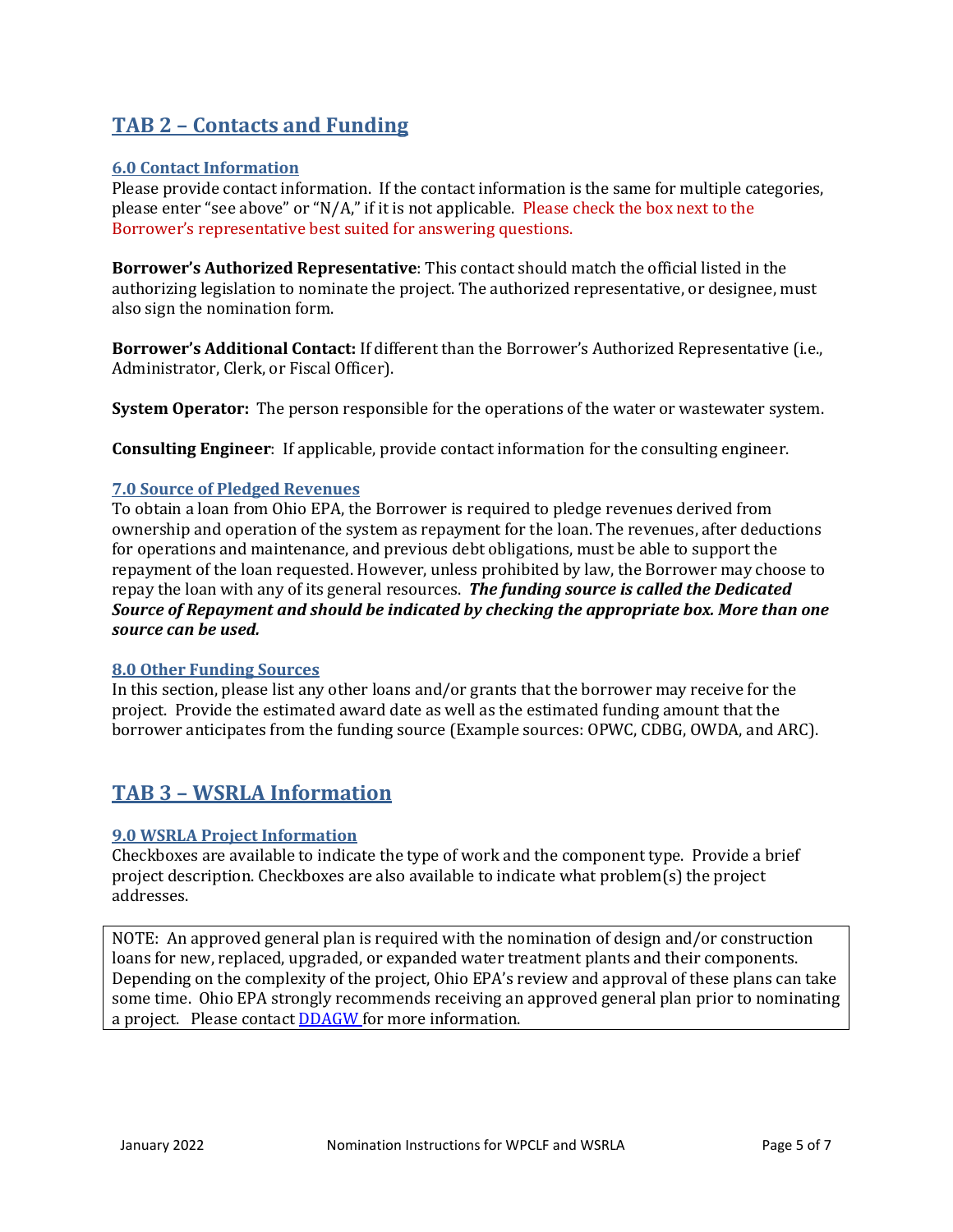# TAB 2 – Contacts and Funding

## 6.0 Contact Information

Please provide contact information. If the contact information is the same for multiple categories, please enter "see above" or "N/A," if it is not applicable. Please check the box next to the Borrower's representative best suited for answering questions.

**Borrower's Authorized Representative**: This contact should match the official listed in the authorizing legislation to nominate the project. The authorized representative, or designee, must also sign the nomination form.

**Borrower's Additional Contact:** If different than the Borrower's Authorized Representative (i.e., Administrator, Clerk, or Fiscal Officer).

**System Operator:** The person responsible for the operations of the water or wastewater system.

**Consulting Engineer**: If applicable, provide contact information for the consulting engineer.

## 7.0 Source of Pledged Revenues

To obtain a loan from Ohio EPA, the Borrower is required to pledge revenues derived from ownership and operation of the system as repayment for the loan. The revenues, after deductions for operations and maintenance, and previous debt obligations, must be able to support the repayment of the loan requested. However, unless prohibited by law, the Borrower may choose to repay the loan with any of its general resources. ***The funding source is called the Dedicated Source of Repayment and should be indicated by checking the appropriate box. More than one source can be used.***

## 8.0 Other Funding Sources

In this section, please list any other loans and/or grants that the borrower may receive for the project. Provide the estimated award date as well as the estimated funding amount that the borrower anticipates from the funding source (Example sources: OPWC, CDBG, OWDA, and ARC).

# TAB 3 – WSRLA Information

## 9.0 WSRLA Project Information

Checkboxes are available to indicate the type of work and the component type. Provide a brief project description. Checkboxes are also available to indicate what problem(s) the project addresses.

NOTE: An approved general plan is required with the nomination of design and/or construction loans for new, replaced, upgraded, or expanded water treatment plants and their components. Depending on the complexity of the project, Ohio EPA's review and approval of these plans can take some time. Ohio EPA strongly recommends receiving an approved general plan prior to nominating a project. Please contact DDAGW for more information.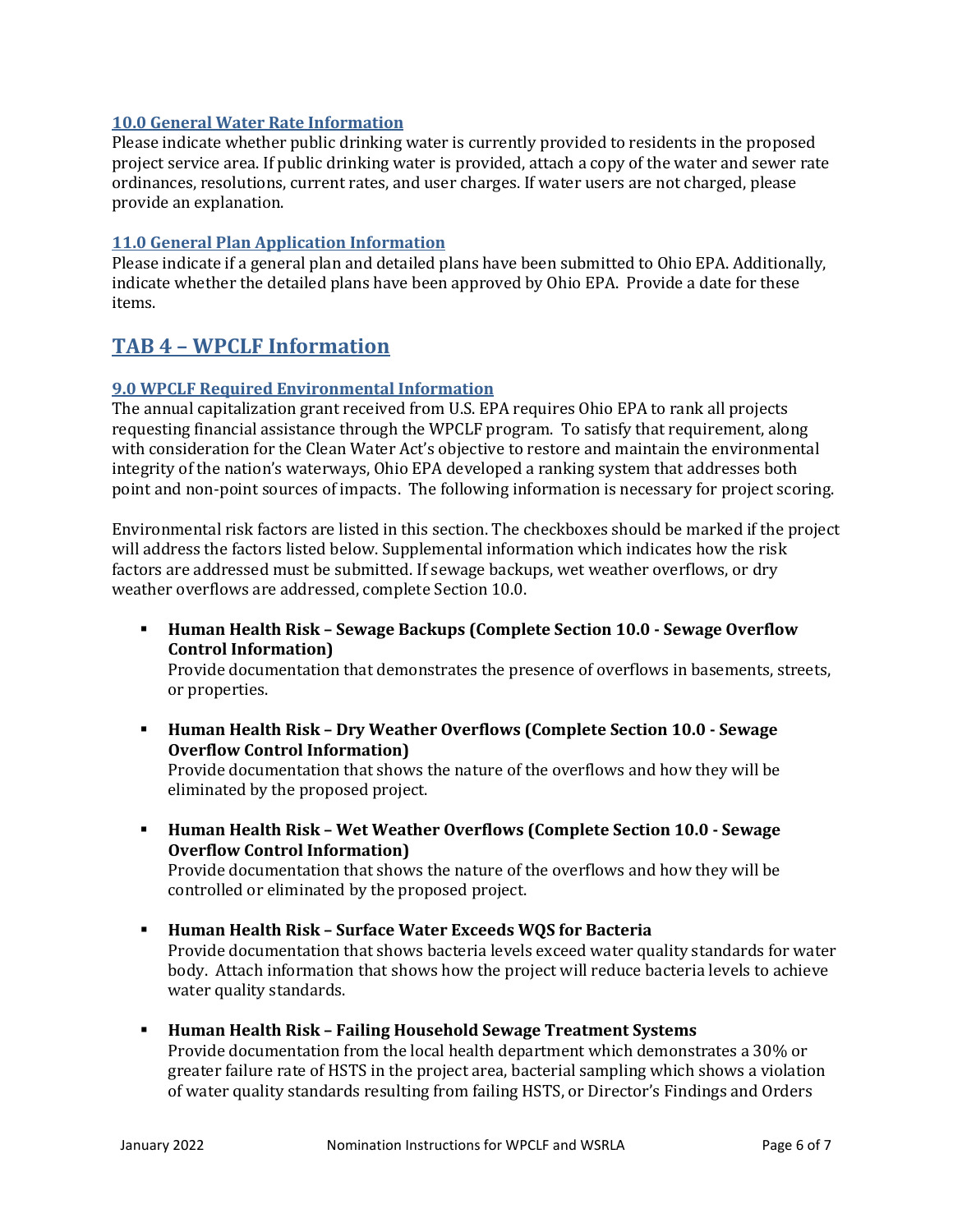### 10.0 General Water Rate Information

Please indicate whether public drinking water is currently provided to residents in the proposed project service area. If public drinking water is provided, attach a copy of the water and sewer rate ordinances, resolutions, current rates, and user charges. If water users are not charged, please provide an explanation.

### 11.0 General Plan Application Information

Please indicate if a general plan and detailed plans have been submitted to Ohio EPA. Additionally, indicate whether the detailed plans have been approved by Ohio EPA. Provide a date for these items.

## TAB 4 – WPCLF Information

### 9.0 WPCLF Required Environmental Information

The annual capitalization grant received from U.S. EPA requires Ohio EPA to rank all projects requesting financial assistance through the WPCLF program. To satisfy that requirement, along with consideration for the Clean Water Act's objective to restore and maintain the environmental integrity of the nation's waterways, Ohio EPA developed a ranking system that addresses both point and non-point sources of impacts. The following information is necessary for project scoring.

Environmental risk factors are listed in this section. The checkboxes should be marked if the project will address the factors listed below. Supplemental information which indicates how the risk factors are addressed must be submitted. If sewage backups, wet weather overflows, or dry weather overflows are addressed, complete Section 10.0.

- **Human Health Risk – Sewage Backups (Complete Section 10.0 - Sewage Overflow Control Information)**
  Provide documentation that demonstrates the presence of overflows in basements, streets, or properties.
- **Human Health Risk – Dry Weather Overflows (Complete Section 10.0 - Sewage Overflow Control Information)**
  Provide documentation that shows the nature of the overflows and how they will be eliminated by the proposed project.
- **Human Health Risk – Wet Weather Overflows (Complete Section 10.0 - Sewage Overflow Control Information)**
  Provide documentation that shows the nature of the overflows and how they will be controlled or eliminated by the proposed project.
- **Human Health Risk – Surface Water Exceeds WQS for Bacteria**
  Provide documentation that shows bacteria levels exceed water quality standards for water body. Attach information that shows how the project will reduce bacteria levels to achieve water quality standards.
- **Human Health Risk – Failing Household Sewage Treatment Systems**
  Provide documentation from the local health department which demonstrates a 30% or greater failure rate of HSTS in the project area, bacterial sampling which shows a violation of water quality standards resulting from failing HSTS, or Director's Findings and Orders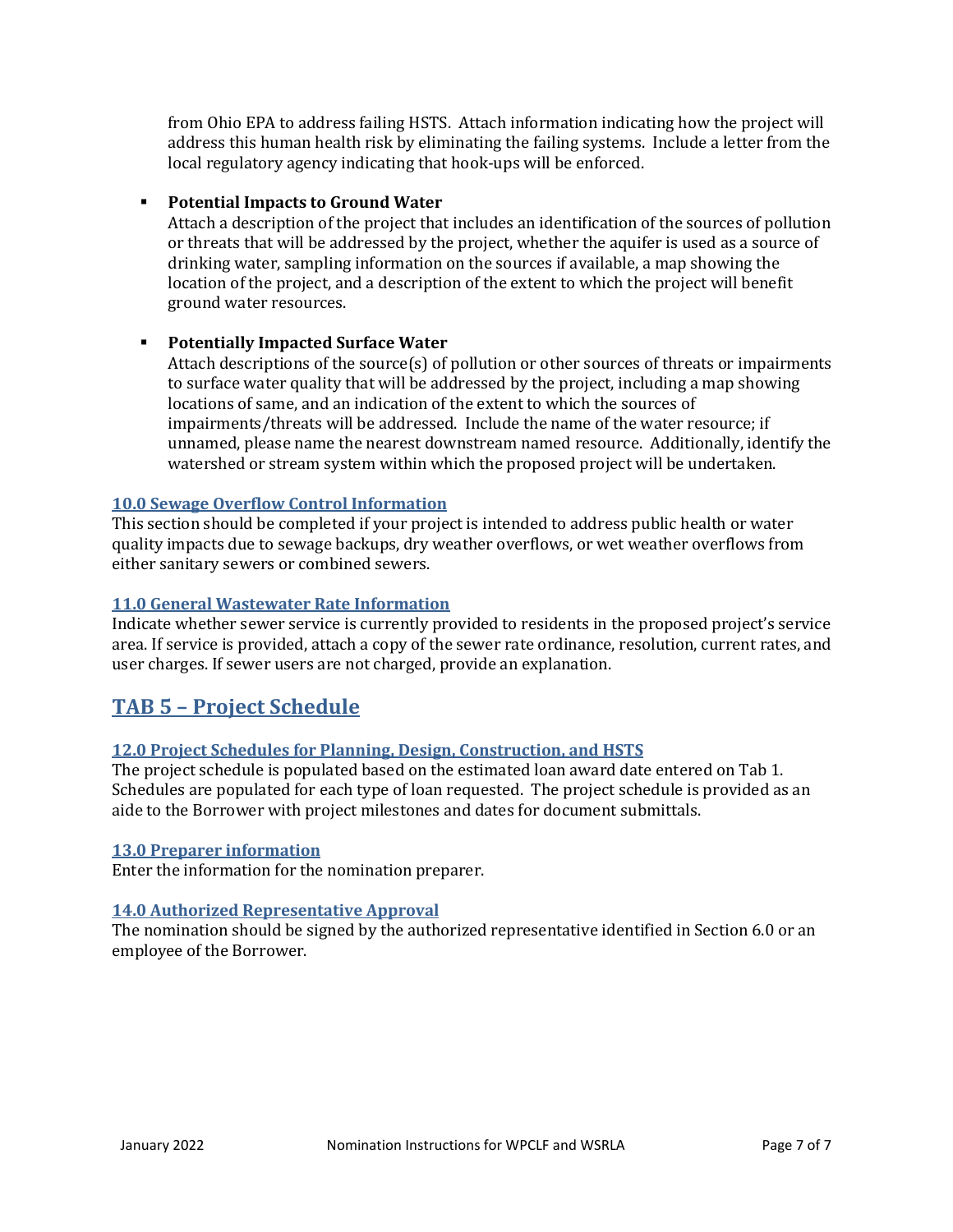from Ohio EPA to address failing HSTS. Attach information indicating how the project will address this human health risk by eliminating the failing systems. Include a letter from the local regulatory agency indicating that hook-ups will be enforced.

- **Potential Impacts to Ground Water**
  Attach a description of the project that includes an identification of the sources of pollution or threats that will be addressed by the project, whether the aquifer is used as a source of drinking water, sampling information on the sources if available, a map showing the location of the project, and a description of the extent to which the project will benefit ground water resources.

- **Potentially Impacted Surface Water**
  Attach descriptions of the source(s) of pollution or other sources of threats or impairments to surface water quality that will be addressed by the project, including a map showing locations of same, and an indication of the extent to which the sources of impairments/threats will be addressed. Include the name of the water resource; if unnamed, please name the nearest downstream named resource. Additionally, identify the watershed or stream system within which the proposed project will be undertaken.

### 10.0 Sewage Overflow Control Information

This section should be completed if your project is intended to address public health or water quality impacts due to sewage backups, dry weather overflows, or wet weather overflows from either sanitary sewers or combined sewers.

### 11.0 General Wastewater Rate Information

Indicate whether sewer service is currently provided to residents in the proposed project's service area. If service is provided, attach a copy of the sewer rate ordinance, resolution, current rates, and user charges. If sewer users are not charged, provide an explanation.

## TAB 5 – Project Schedule

### 12.0 Project Schedules for Planning, Design, Construction, and HSTS

The project schedule is populated based on the estimated loan award date entered on Tab 1. Schedules are populated for each type of loan requested. The project schedule is provided as an aide to the Borrower with project milestones and dates for document submittals.

### 13.0 Preparer information

Enter the information for the nomination preparer.

### 14.0 Authorized Representative Approval

The nomination should be signed by the authorized representative identified in Section 6.0 or an employee of the Borrower.